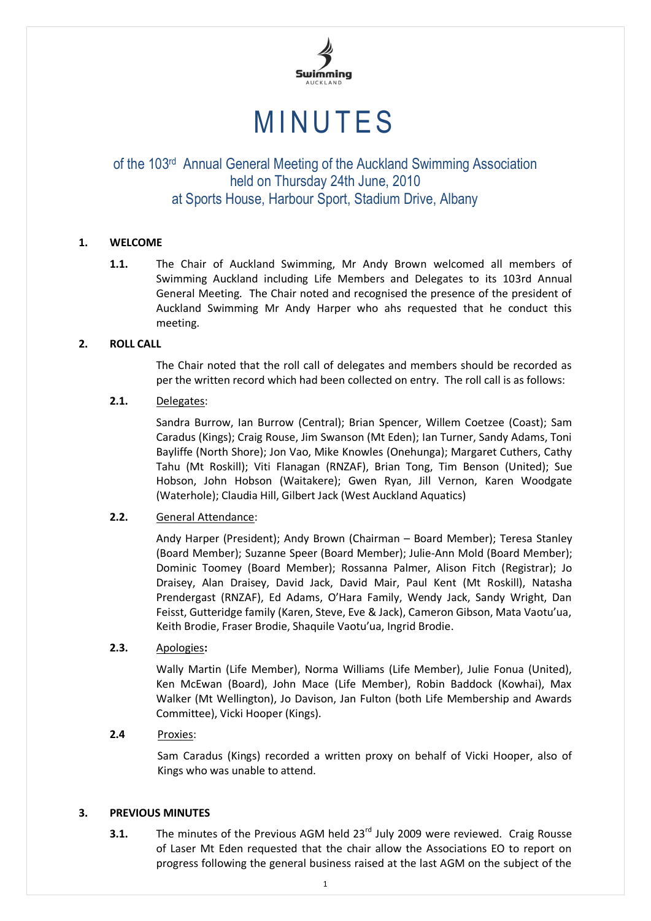# MINUTES

## of the 103rd Annual General Meeting of the Auckland Swimming Association held on Thursday 24th June, 2010 at Sports House, Harbour Sport, Stadium Drive, Albany

**1. WELCOME**

**1.1.** The Chair of Auckland Swimming, Mr Andy Brown welcomed all members of Swimming Auckland including Life Members and Delegates to its 103rd Annual General Meeting. The Chair noted and recognised the presence of the president of Auckland Swimming Mr Andy Harper who ahs requested that he conduct this meeting.

**2. ROLL CALL**

The Chair noted that the roll call of delegates and members should be recorded as per the written record which had been collected on entry. The roll call is as follows:

**2.1.** Delegates:

Sandra Burrow, Ian Burrow (Central); Brian Spencer, Willem Coetzee (Coast); Sam Caradus (Kings); Craig Rouse, Jim Swanson (Mt Eden); Ian Turner, Sandy Adams, Toni Bayliffe (North Shore); Jon Vao, Mike Knowles (Onehunga); Margaret Cuthers, Cathy Tahu (Mt Roskill); Viti Flanagan (RNZAF), Brian Tong, Tim Benson (United); Sue Hobson, John Hobson (Waitakere); Gwen Ryan, Jill Vernon, Karen Woodgate (Waterhole); Claudia Hill, Gilbert Jack (West Auckland Aquatics)

**2.2.** General Attendance:

Andy Harper (President); Andy Brown (Chairman – Board Member); Teresa Stanley (Board Member); Suzanne Speer (Board Member); Julie-Ann Mold (Board Member); Dominic Toomey (Board Member); Rossanna Palmer, Alison Fitch (Registrar); Jo Draisey, Alan Draisey, David Jack, David Mair, Paul Kent (Mt Roskill), Natasha Prendergast (RNZAF), Ed Adams, O'Hara Family, Wendy Jack, Sandy Wright, Dan Feisst, Gutteridge family (Karen, Steve, Eve & Jack), Cameron Gibson, Mata Vaotu'ua, Keith Brodie, Fraser Brodie, Shaquile Vaotu'ua, Ingrid Brodie.

**2.3.** Apologies**:**

Wally Martin (Life Member), Norma Williams (Life Member), Julie Fonua (United), Ken McEwan (Board), John Mace (Life Member), Robin Baddock (Kowhai), Max Walker (Mt Wellington), Jo Davison, Jan Fulton (both Life Membership and Awards Committee), Vicki Hooper (Kings).

**2.4** Proxies:

Sam Caradus (Kings) recorded a written proxy on behalf of Vicki Hooper, also of Kings who was unable to attend.

**3. PREVIOUS MINUTES**

**3.1.** The minutes of the Previous AGM held 23rd July 2009 were reviewed. Craig Rousse of Laser Mt Eden requested that the chair allow the Associations EO to report on progress following the general business raised at the last AGM on the subject of the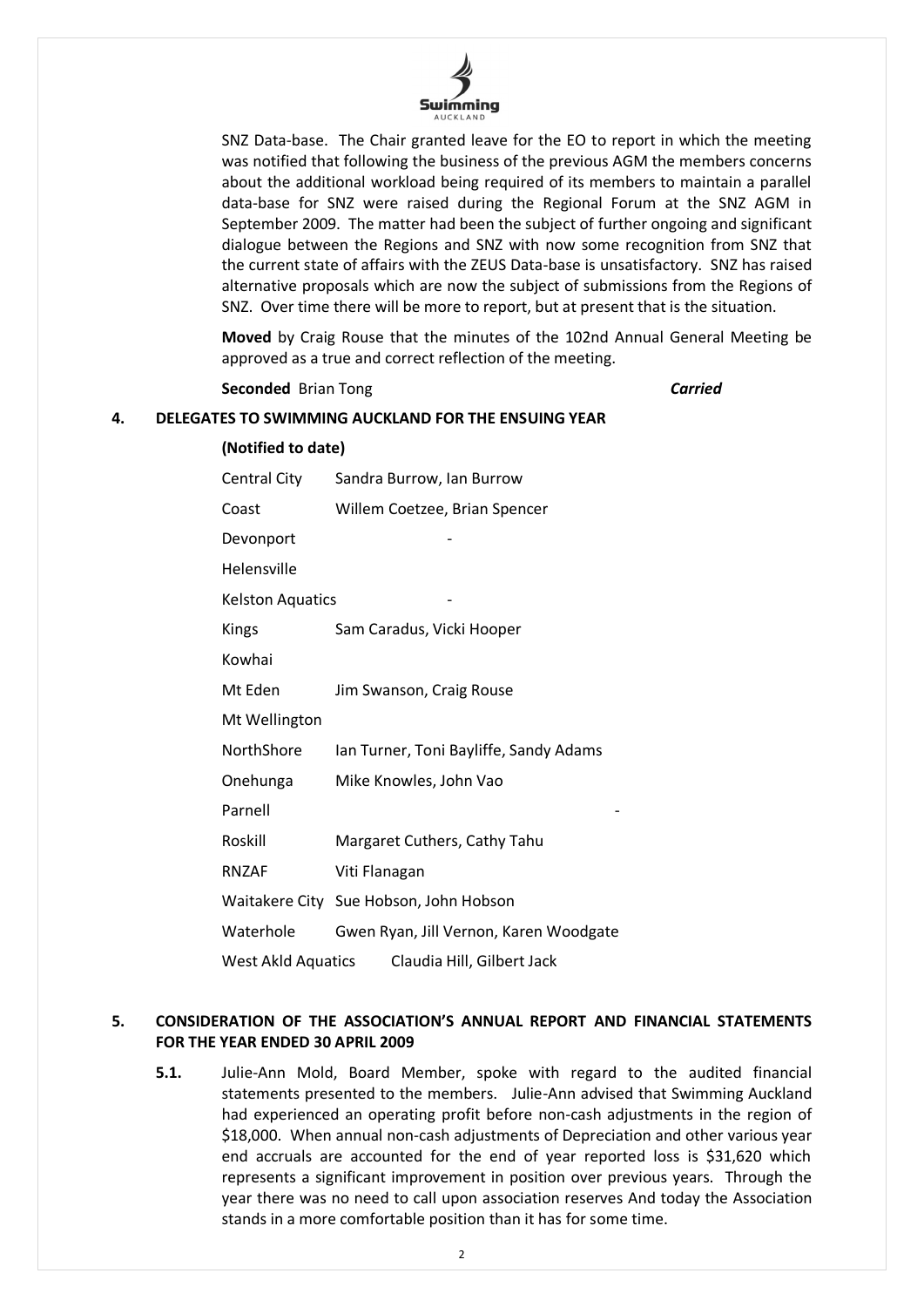SNZ Data-base. The Chair granted leave for the EO to report in which the meeting was notified that following the business of the previous AGM the members concerns about the additional workload being required of its members to maintain a parallel data-base for SNZ were raised during the Regional Forum at the SNZ AGM in September 2009. The matter had been the subject of further ongoing and significant dialogue between the Regions and SNZ with now some recognition from SNZ that the current state of affairs with the ZEUS Data-base is unsatisfactory. SNZ has raised alternative proposals which are now the subject of submissions from the Regions of SNZ. Over time there will be more to report, but at present that is the situation.

**Moved** by Craig Rouse that the minutes of the 102nd Annual General Meeting be approved as a true and correct reflection of the meeting.

**Seconded** Brian Tong ***Carried***

## 4. DELEGATES TO SWIMMING AUCKLAND FOR THE ENSUING YEAR

**(Notified to date)**

| | |
|---|---|
| Central City | Sandra Burrow, Ian Burrow |
| Coast | Willem Coetzee, Brian Spencer |
| Devonport | - |
| Helensville | |
| Kelston Aquatics | - |
| Kings | Sam Caradus, Vicki Hooper |
| Kowhai | |
| Mt Eden | Jim Swanson, Craig Rouse |
| Mt Wellington | |
| NorthShore | Ian Turner, Toni Bayliffe, Sandy Adams |
| Onehunga | Mike Knowles, John Vao |
| Parnell | - |
| Roskill | Margaret Cuthers, Cathy Tahu |
| RNZAF | Viti Flanagan |
| Waitakere City | Sue Hobson, John Hobson |
| Waterhole | Gwen Ryan, Jill Vernon, Karen Woodgate |
| West Akld Aquatics | Claudia Hill, Gilbert Jack |

## 5. CONSIDERATION OF THE ASSOCIATION'S ANNUAL REPORT AND FINANCIAL STATEMENTS FOR THE YEAR ENDED 30 APRIL 2009

**5.1.** Julie-Ann Mold, Board Member, spoke with regard to the audited financial statements presented to the members. Julie-Ann advised that Swimming Auckland had experienced an operating profit before non-cash adjustments in the region of \$18,000. When annual non-cash adjustments of Depreciation and other various year end accruals are accounted for the end of year reported loss is \$31,620 which represents a significant improvement in position over previous years. Through the year there was no need to call upon association reserves And today the Association stands in a more comfortable position than it has for some time.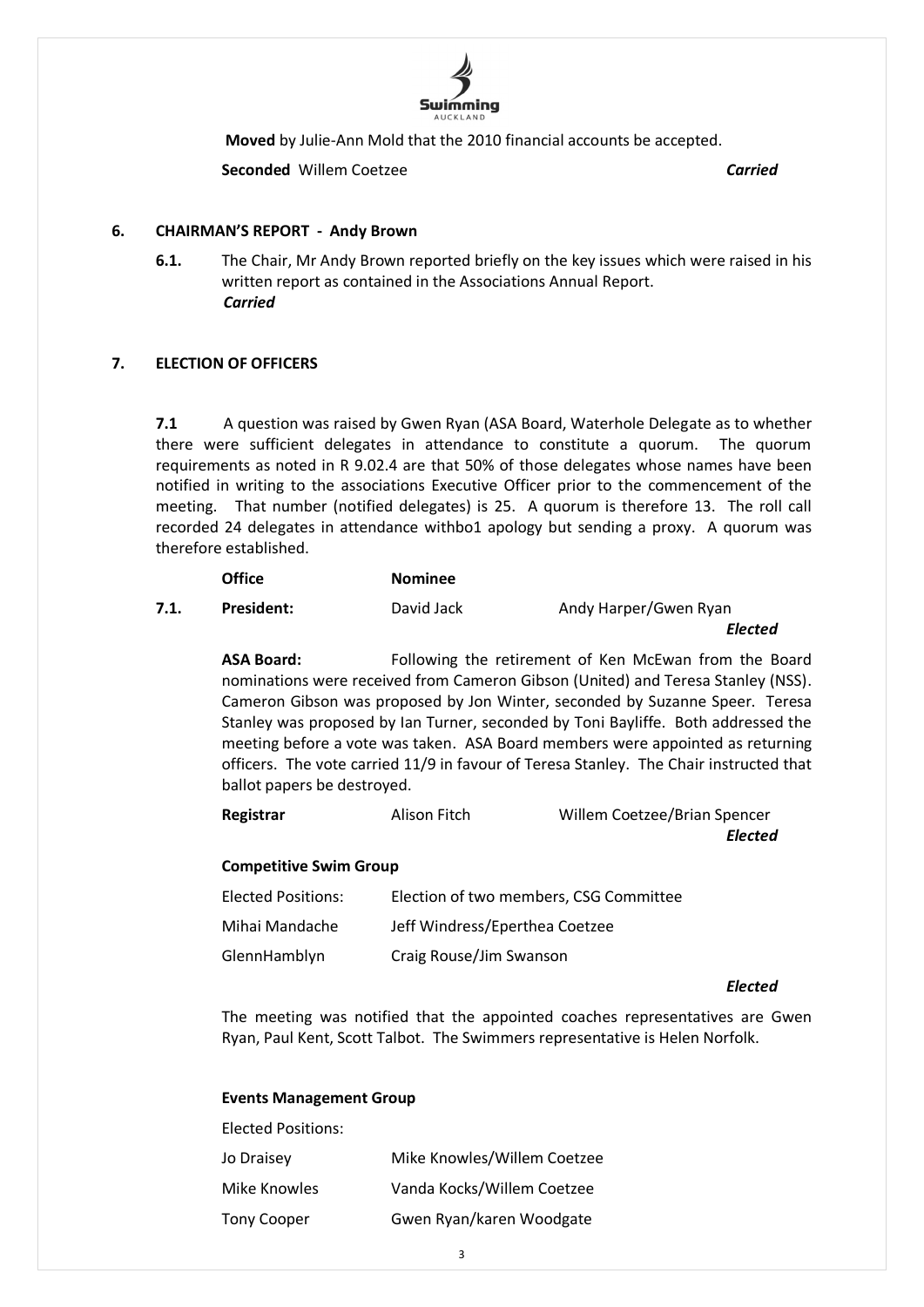**Moved** by Julie-Ann Mold that the 2010 financial accounts be accepted.

**Seconded** Willem Coetzee ***Carried***

## 6. CHAIRMAN'S REPORT - Andy Brown

**6.1.** The Chair, Mr Andy Brown reported briefly on the key issues which were raised in his written report as contained in the Associations Annual Report.
***Carried***

## 7. ELECTION OF OFFICERS

**7.1** A question was raised by Gwen Ryan (ASA Board, Waterhole Delegate as to whether there were sufficient delegates in attendance to constitute a quorum. The quorum requirements as noted in R 9.02.4 are that 50% of those delegates whose names have been notified in writing to the associations Executive Officer prior to the commencement of the meeting. That number (notified delegates) is 25. A quorum is therefore 13. The roll call recorded 24 delegates in attendance withbo1 apology but sending a proxy. A quorum was therefore established.

| | **Office** | **Nominee** | |
|---|---|---|---|
| **7.1.** | **President:** | David Jack | Andy Harper/Gwen Ryan |
| | | | ***Elected*** |

**ASA Board:** Following the retirement of Ken McEwan from the Board nominations were received from Cameron Gibson (United) and Teresa Stanley (NSS). Cameron Gibson was proposed by Jon Winter, seconded by Suzanne Speer. Teresa Stanley was proposed by Ian Turner, seconded by Toni Bayliffe. Both addressed the meeting before a vote was taken. ASA Board members were appointed as returning officers. The vote carried 11/9 in favour of Teresa Stanley. The Chair instructed that ballot papers be destroyed.

| | | |
|---|---|---|
| **Registrar** | Alison Fitch | Willem Coetzee/Brian Spencer |
| | | ***Elected*** |

**Competitive Swim Group**

| | |
|---|---|
| Elected Positions: | Election of two members, CSG Committee |
| Mihai Mandache | Jeff Windress/Eperthea Coetzee |
| GlennHamblyn | Craig Rouse/Jim Swanson |

***Elected***

The meeting was notified that the appointed coaches representatives are Gwen Ryan, Paul Kent, Scott Talbot. The Swimmers representative is Helen Norfolk.

**Events Management Group**

Elected Positions:

| | |
|---|---|
| Jo Draisey | Mike Knowles/Willem Coetzee |
| Mike Knowles | Vanda Kocks/Willem Coetzee |
| Tony Cooper | Gwen Ryan/karen Woodgate |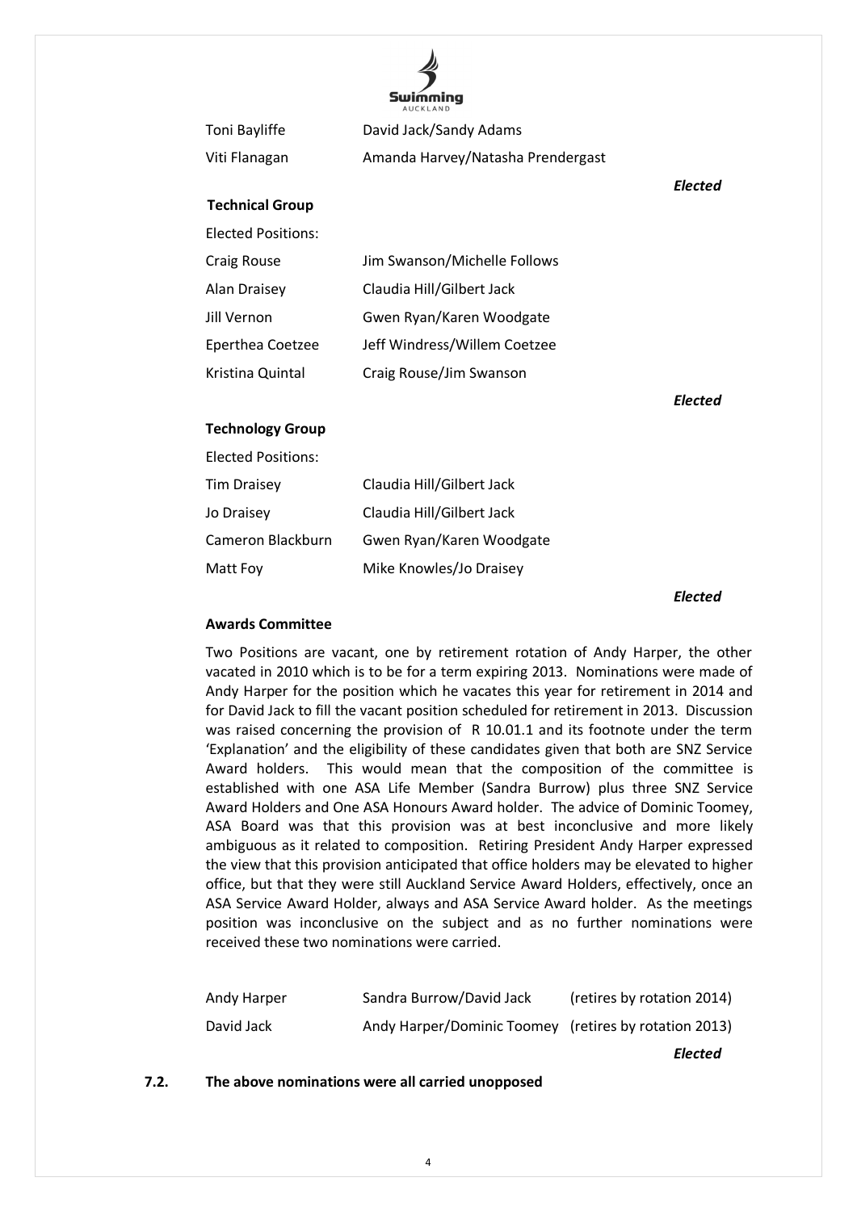| | |
|---|---|
| Toni Bayliffe | David Jack/Sandy Adams |
| Viti Flanagan | Amanda Harvey/Natasha Prendergast |

***Elected***

**Technical Group**

Elected Positions:

| | |
|---|---|
| Craig Rouse | Jim Swanson/Michelle Follows |
| Alan Draisey | Claudia Hill/Gilbert Jack |
| Jill Vernon | Gwen Ryan/Karen Woodgate |
| Eperthea Coetzee | Jeff Windress/Willem Coetzee |
| Kristina Quintal | Craig Rouse/Jim Swanson |

***Elected***

**Technology Group**

Elected Positions:

| | |
|---|---|
| Tim Draisey | Claudia Hill/Gilbert Jack |
| Jo Draisey | Claudia Hill/Gilbert Jack |
| Cameron Blackburn | Gwen Ryan/Karen Woodgate |
| Matt Foy | Mike Knowles/Jo Draisey |

***Elected***

**Awards Committee**

Two Positions are vacant, one by retirement rotation of Andy Harper, the other vacated in 2010 which is to be for a term expiring 2013. Nominations were made of Andy Harper for the position which he vacates this year for retirement in 2014 and for David Jack to fill the vacant position scheduled for retirement in 2013. Discussion was raised concerning the provision of R 10.01.1 and its footnote under the term 'Explanation' and the eligibility of these candidates given that both are SNZ Service Award holders. This would mean that the composition of the committee is established with one ASA Life Member (Sandra Burrow) plus three SNZ Service Award Holders and One ASA Honours Award holder. The advice of Dominic Toomey, ASA Board was that this provision was at best inconclusive and more likely ambiguous as it related to composition. Retiring President Andy Harper expressed the view that this provision anticipated that office holders may be elevated to higher office, but that they were still Auckland Service Award Holders, effectively, once an ASA Service Award Holder, always and ASA Service Award holder. As the meetings position was inconclusive on the subject and as no further nominations were received these two nominations were carried.

| | | |
|---|---|---|
| Andy Harper | Sandra Burrow/David Jack | (retires by rotation 2014) |
| David Jack | Andy Harper/Dominic Toomey | (retires by rotation 2013) |

***Elected***

**7.2. The above nominations were all carried unopposed**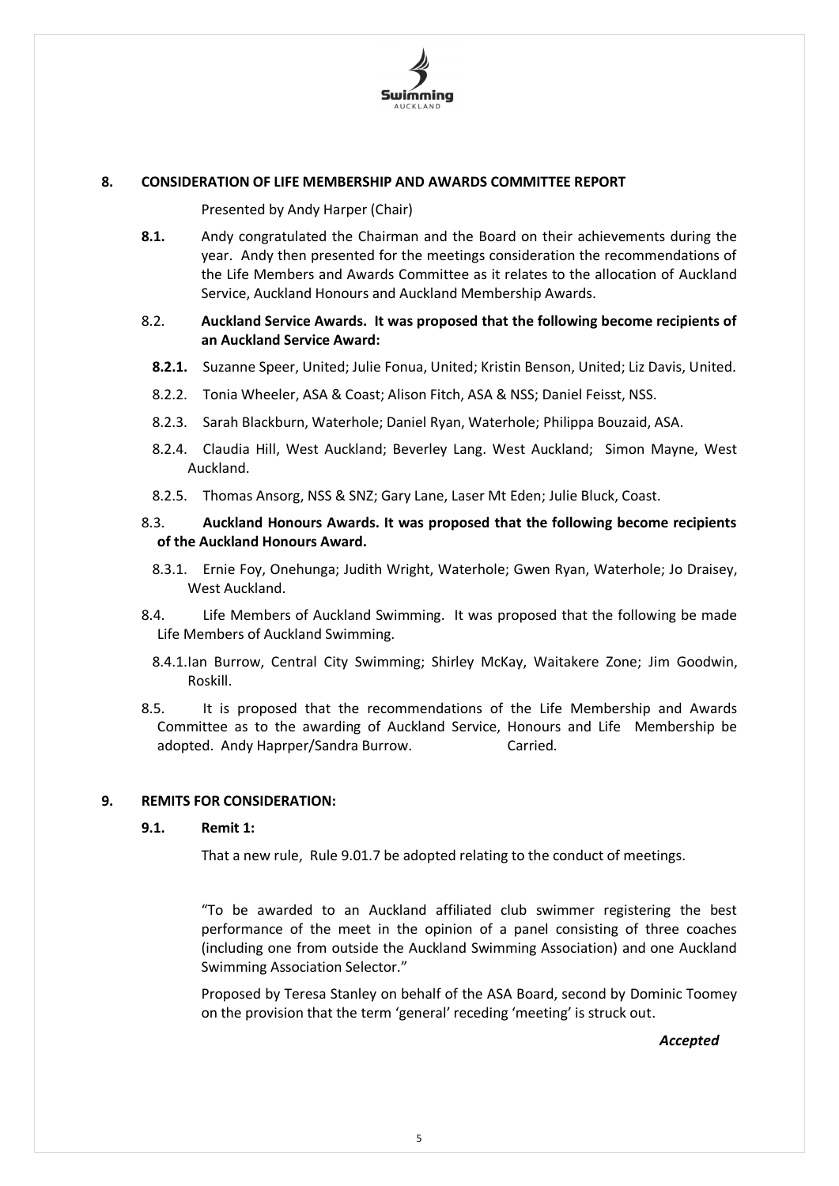## 8. CONSIDERATION OF LIFE MEMBERSHIP AND AWARDS COMMITTEE REPORT

Presented by Andy Harper (Chair)

**8.1.** Andy congratulated the Chairman and the Board on their achievements during the year. Andy then presented for the meetings consideration the recommendations of the Life Members and Awards Committee as it relates to the allocation of Auckland Service, Auckland Honours and Auckland Membership Awards.

8.2. **Auckland Service Awards. It was proposed that the following become recipients of an Auckland Service Award:**

**8.2.1.** Suzanne Speer, United; Julie Fonua, United; Kristin Benson, United; Liz Davis, United.

8.2.2. Tonia Wheeler, ASA & Coast; Alison Fitch, ASA & NSS; Daniel Feisst, NSS.

8.2.3. Sarah Blackburn, Waterhole; Daniel Ryan, Waterhole; Philippa Bouzaid, ASA.

8.2.4. Claudia Hill, West Auckland; Beverley Lang. West Auckland; Simon Mayne, West Auckland.

8.2.5. Thomas Ansorg, NSS & SNZ; Gary Lane, Laser Mt Eden; Julie Bluck, Coast.

8.3. **Auckland Honours Awards. It was proposed that the following become recipients of the Auckland Honours Award.**

8.3.1. Ernie Foy, Onehunga; Judith Wright, Waterhole; Gwen Ryan, Waterhole; Jo Draisey, West Auckland.

8.4. Life Members of Auckland Swimming. It was proposed that the following be made Life Members of Auckland Swimming.

8.4.1. Ian Burrow, Central City Swimming; Shirley McKay, Waitakere Zone; Jim Goodwin, Roskill.

8.5. It is proposed that the recommendations of the Life Membership and Awards Committee as to the awarding of Auckland Service, Honours and Life Membership be adopted. Andy Haprper/Sandra Burrow. Carried.

## 9. REMITS FOR CONSIDERATION:

### 9.1. Remit 1:

That a new rule, Rule 9.01.7 be adopted relating to the conduct of meetings.

"To be awarded to an Auckland affiliated club swimmer registering the best performance of the meet in the opinion of a panel consisting of three coaches (including one from outside the Auckland Swimming Association) and one Auckland Swimming Association Selector."

Proposed by Teresa Stanley on behalf of the ASA Board, second by Dominic Toomey on the provision that the term 'general' receding 'meeting' is struck out.

***Accepted***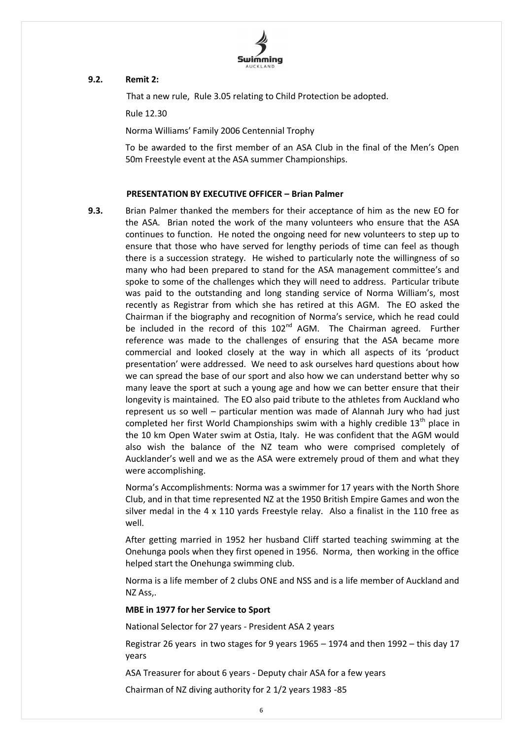**9.2. Remit 2:**

That a new rule, Rule 3.05 relating to Child Protection be adopted.

Rule 12.30

Norma Williams' Family 2006 Centennial Trophy

To be awarded to the first member of an ASA Club in the final of the Men's Open 50m Freestyle event at the ASA summer Championships.

**PRESENTATION BY EXECUTIVE OFFICER – Brian Palmer**

**9.3.** Brian Palmer thanked the members for their acceptance of him as the new EO for the ASA. Brian noted the work of the many volunteers who ensure that the ASA continues to function. He noted the ongoing need for new volunteers to step up to ensure that those who have served for lengthy periods of time can feel as though there is a succession strategy. He wished to particularly note the willingness of so many who had been prepared to stand for the ASA management committee's and spoke to some of the challenges which they will need to address. Particular tribute was paid to the outstanding and long standing service of Norma William's, most recently as Registrar from which she has retired at this AGM. The EO asked the Chairman if the biography and recognition of Norma's service, which he read could be included in the record of this 102nd AGM. The Chairman agreed. Further reference was made to the challenges of ensuring that the ASA became more commercial and looked closely at the way in which all aspects of its 'product presentation' were addressed. We need to ask ourselves hard questions about how we can spread the base of our sport and also how we can understand better why so many leave the sport at such a young age and how we can better ensure that their longevity is maintained. The EO also paid tribute to the athletes from Auckland who represent us so well – particular mention was made of Alannah Jury who had just completed her first World Championships swim with a highly credible 13th place in the 10 km Open Water swim at Ostia, Italy. He was confident that the AGM would also wish the balance of the NZ team who were comprised completely of Aucklander's well and we as the ASA were extremely proud of them and what they were accomplishing.

Norma's Accomplishments: Norma was a swimmer for 17 years with the North Shore Club, and in that time represented NZ at the 1950 British Empire Games and won the silver medal in the 4 x 110 yards Freestyle relay. Also a finalist in the 110 free as well.

After getting married in 1952 her husband Cliff started teaching swimming at the Onehunga pools when they first opened in 1956. Norma, then working in the office helped start the Onehunga swimming club.

Norma is a life member of 2 clubs ONE and NSS and is a life member of Auckland and NZ Ass,.

**MBE in 1977 for her Service to Sport**

National Selector for 27 years - President ASA 2 years

Registrar 26 years in two stages for 9 years 1965 – 1974 and then 1992 – this day 17 years

ASA Treasurer for about 6 years - Deputy chair ASA for a few years

Chairman of NZ diving authority for 2 1/2 years 1983 -85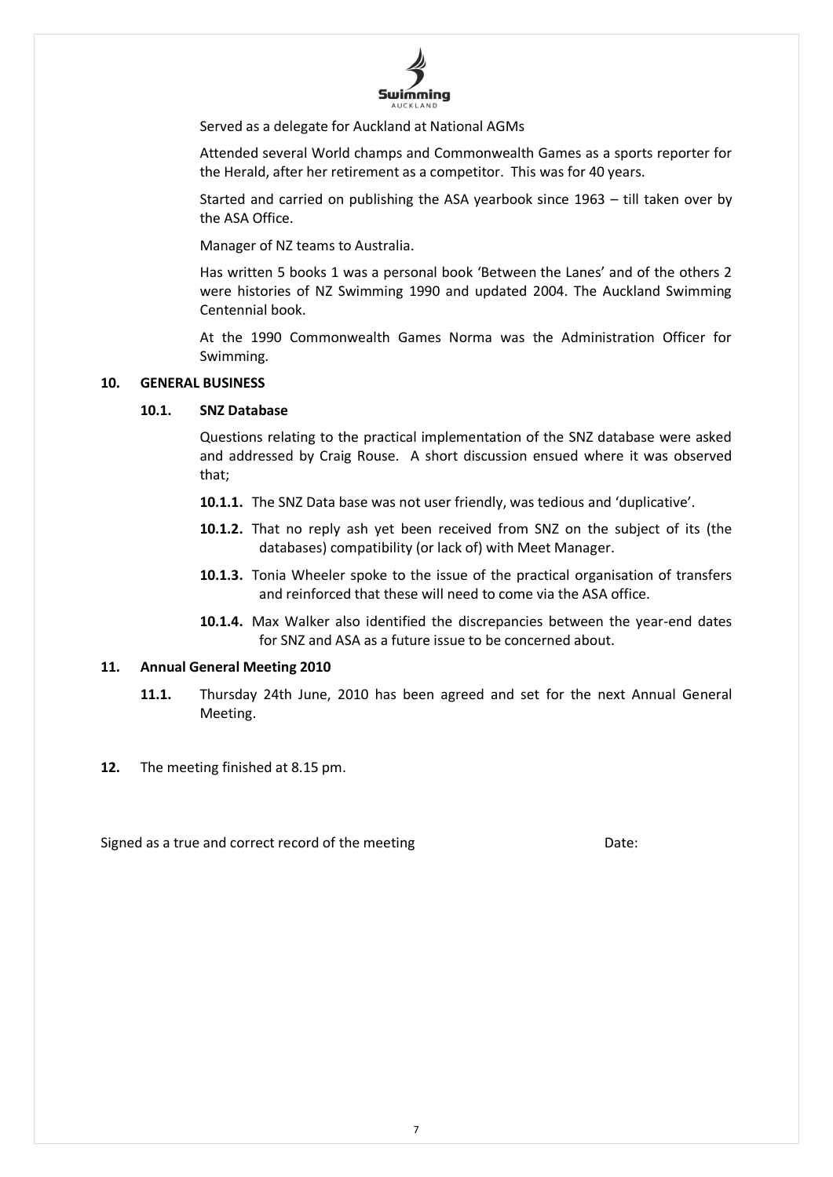Served as a delegate for Auckland at National AGMs

Attended several World champs and Commonwealth Games as a sports reporter for the Herald, after her retirement as a competitor. This was for 40 years.

Started and carried on publishing the ASA yearbook since 1963 – till taken over by the ASA Office.

Manager of NZ teams to Australia.

Has written 5 books 1 was a personal book 'Between the Lanes' and of the others 2 were histories of NZ Swimming 1990 and updated 2004. The Auckland Swimming Centennial book.

At the 1990 Commonwealth Games Norma was the Administration Officer for Swimming.

**10. GENERAL BUSINESS**

**10.1. SNZ Database**

Questions relating to the practical implementation of the SNZ database were asked and addressed by Craig Rouse. A short discussion ensued where it was observed that;

**10.1.1.** The SNZ Data base was not user friendly, was tedious and 'duplicative'.

**10.1.2.** That no reply ash yet been received from SNZ on the subject of its (the databases) compatibility (or lack of) with Meet Manager.

**10.1.3.** Tonia Wheeler spoke to the issue of the practical organisation of transfers and reinforced that these will need to come via the ASA office.

**10.1.4.** Max Walker also identified the discrepancies between the year-end dates for SNZ and ASA as a future issue to be concerned about.

**11. Annual General Meeting 2010**

**11.1.** Thursday 24th June, 2010 has been agreed and set for the next Annual General Meeting.

**12.** The meeting finished at 8.15 pm.

Signed as a true and correct record of the meeting Date: